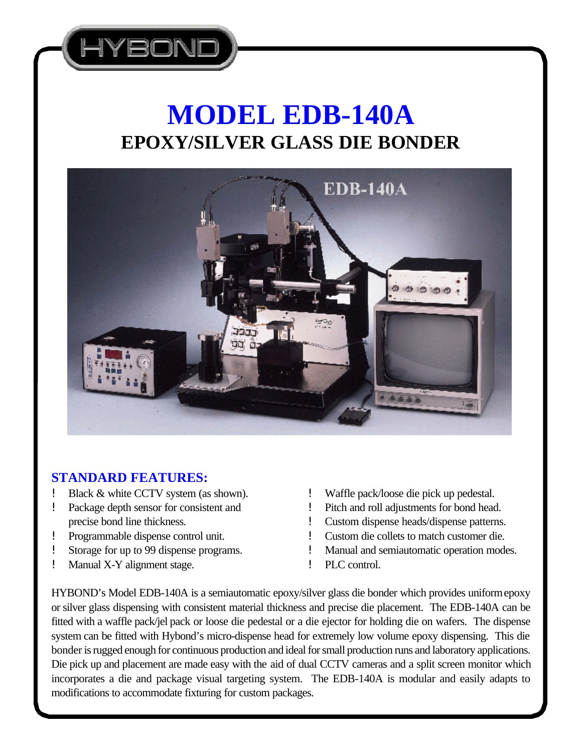HYBOND

# MODEL EDB-140A

## EPOXY/SILVER GLASS DIE BONDER

## STANDARD FEATURES:

- Black & white CCTV system (as shown).
- Package depth sensor for consistent and precise bond line thickness.
- Programmable dispense control unit.
- Storage for up to 99 dispense programs.
- Manual X-Y alignment stage.
- Waffle pack/loose die pick up pedestal.
- Pitch and roll adjustments for bond head.
- Custom dispense heads/dispense patterns.
- Custom die collets to match customer die.
- Manual and semiautomatic operation modes.
- PLC control.

HYBOND's Model EDB-140A is a semiautomatic epoxy/silver glass die bonder which provides uniform epoxy or silver glass dispensing with consistent material thickness and precise die placement. The EDB-140A can be fitted with a waffle pack/jel pack or loose die pedestal or a die ejector for holding die on wafers. The dispense system can be fitted with Hybond's micro-dispense head for extremely low volume epoxy dispensing. This die bonder is rugged enough for continuous production and ideal for small production runs and laboratory applications. Die pick up and placement are made easy with the aid of dual CCTV cameras and a split screen monitor which incorporates a die and package visual targeting system. The EDB-140A is modular and easily adapts to modifications to accommodate fixturing for custom packages.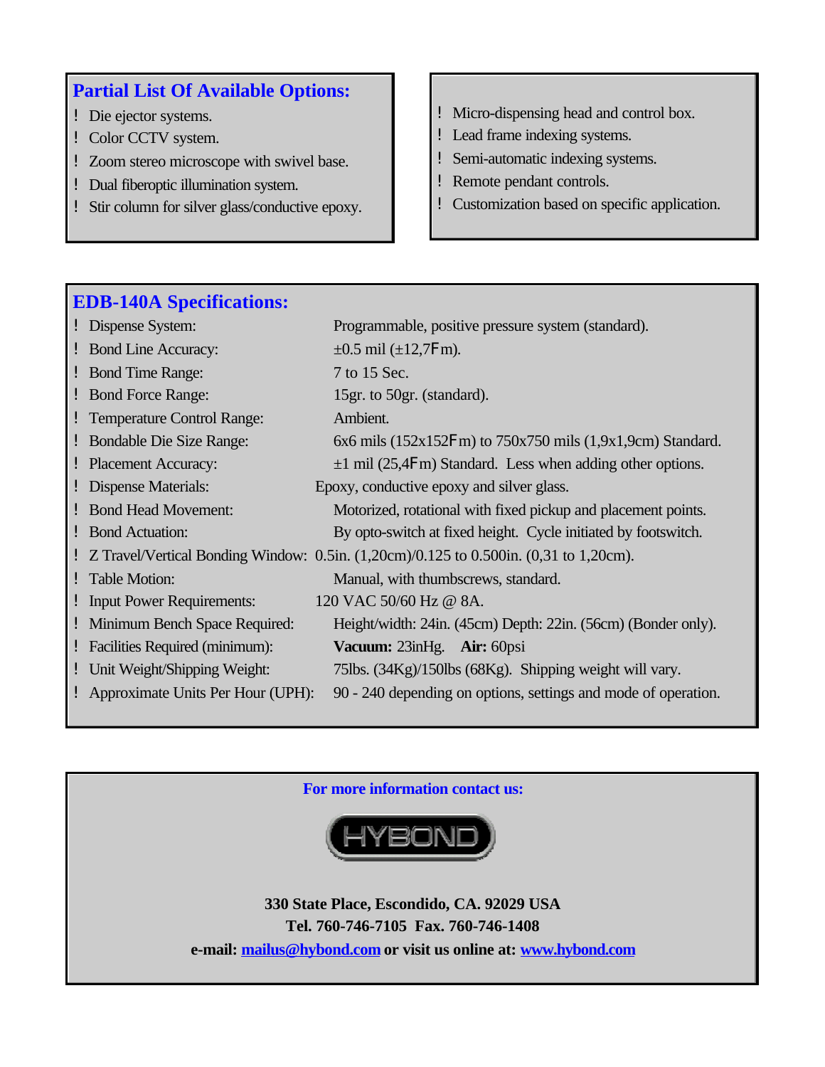## Partial List Of Available Options:

- Die ejector systems.
- Color CCTV system.
- Zoom stereo microscope with swivel base.
- Dual fiberoptic illumination system.
- Stir column for silver glass/conductive epoxy.
- Micro-dispensing head and control box.
- Lead frame indexing systems.
- Semi-automatic indexing systems.
- Remote pendant controls.
- Customization based on specific application.

## EDB-140A Specifications:

| | |
|---|---|
| Dispense System: | Programmable, positive pressure system (standard). |
| Bond Line Accuracy: | ±0.5 mil (±12,7Fm). |
| Bond Time Range: | 7 to 15 Sec. |
| Bond Force Range: | 15gr. to 50gr. (standard). |
| Temperature Control Range: | Ambient. |
| Bondable Die Size Range: | 6x6 mils (152x152Fm) to 750x750 mils (1,9x1,9cm) Standard. |
| Placement Accuracy: | ±1 mil (25,4Fm) Standard. Less when adding other options. |
| Dispense Materials: | Epoxy, conductive epoxy and silver glass. |
| Bond Head Movement: | Motorized, rotational with fixed pickup and placement points. |
| Bond Actuation: | By opto-switch at fixed height. Cycle initiated by footswitch. |
| Z Travel/Vertical Bonding Window: | 0.5in. (1,20cm)/0.125 to 0.500in. (0,31 to 1,20cm). |
| Table Motion: | Manual, with thumbscrews, standard. |
| Input Power Requirements: | 120 VAC 50/60 Hz @ 8A. |
| Minimum Bench Space Required: | Height/width: 24in. (45cm) Depth: 22in. (56cm) (Bonder only). |
| Facilities Required (minimum): | **Vacuum:** 23inHg. **Air:** 60psi |
| Unit Weight/Shipping Weight: | 75lbs. (34Kg)/150lbs (68Kg). Shipping weight will vary. |
| Approximate Units Per Hour (UPH): | 90 - 240 depending on options, settings and mode of operation. |

**For more information contact us:**

HYBOND

**330 State Place, Escondido, CA. 92029 USA**
**Tel. 760-746-7105 Fax. 760-746-1408**
**e-mail: mailus@hybond.com or visit us online at: www.hybond.com**